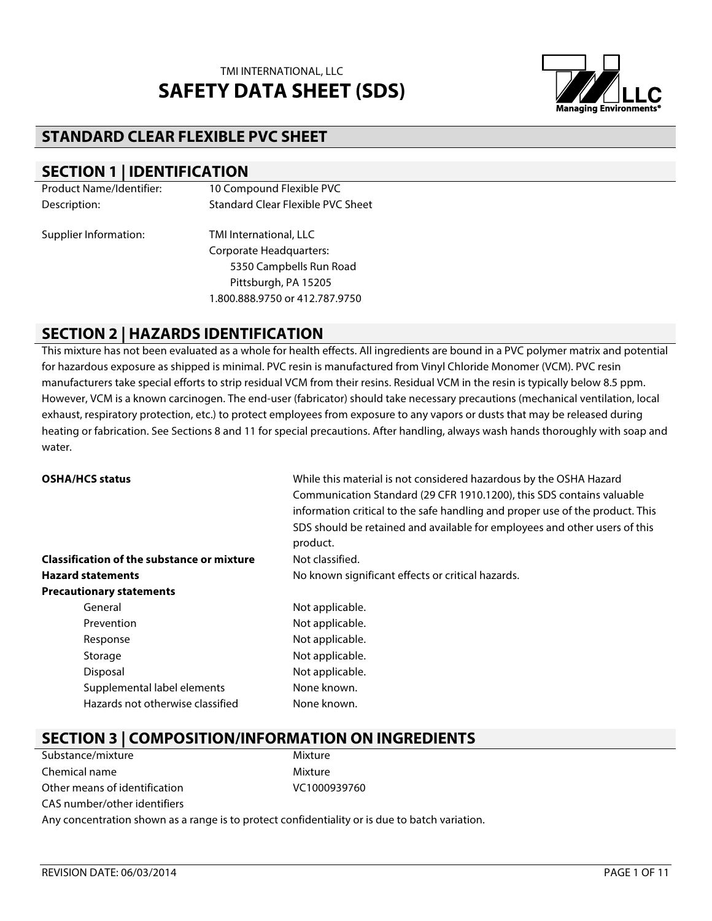TMI INTERNATIONAL, LLC

# SAFETY DATA SHEET (SDS)

## STANDARD CLEAR FLEXIBLE PVC SHEET

## SECTION 1 | IDENTIFICATION

| | |
|---|---|
| Product Name/Identifier: | 10 Compound Flexible PVC |
| Description: | Standard Clear Flexible PVC Sheet |
| Supplier Information: | TMI International, LLC<br>Corporate Headquarters:<br>5350 Campbells Run Road<br>Pittsburgh, PA 15205<br>1.800.888.9750 or 412.787.9750 |

## SECTION 2 | HAZARDS IDENTIFICATION

This mixture has not been evaluated as a whole for health effects. All ingredients are bound in a PVC polymer matrix and potential for hazardous exposure as shipped is minimal. PVC resin is manufactured from Vinyl Chloride Monomer (VCM). PVC resin manufacturers take special efforts to strip residual VCM from their resins. Residual VCM in the resin is typically below 8.5 ppm. However, VCM is a known carcinogen. The end-user (fabricator) should take necessary precautions (mechanical ventilation, local exhaust, respiratory protection, etc.) to protect employees from exposure to any vapors or dusts that may be released during heating or fabrication. See Sections 8 and 11 for special precautions. After handling, always wash hands thoroughly with soap and water.

| | |
|---|---|
| **OSHA/HCS status** | While this material is not considered hazardous by the OSHA Hazard Communication Standard (29 CFR 1910.1200), this SDS contains valuable information critical to the safe handling and proper use of the product. This SDS should be retained and available for employees and other users of this product. |
| **Classification of the substance or mixture** | Not classified. |
| **Hazard statements** | No known significant effects or critical hazards. |
| **Precautionary statements** | |
| General | Not applicable. |
| Prevention | Not applicable. |
| Response | Not applicable. |
| Storage | Not applicable. |
| Disposal | Not applicable. |
| Supplemental label elements | None known. |
| Hazards not otherwise classified | None known. |

## SECTION 3 | COMPOSITION/INFORMATION ON INGREDIENTS

| | |
|---|---|
| Substance/mixture | Mixture |
| Chemical name | Mixture |
| Other means of identification | VC1000939760 |
| CAS number/other identifiers | |

Any concentration shown as a range is to protect confidentiality or is due to batch variation.

REVISION DATE: 06/03/2014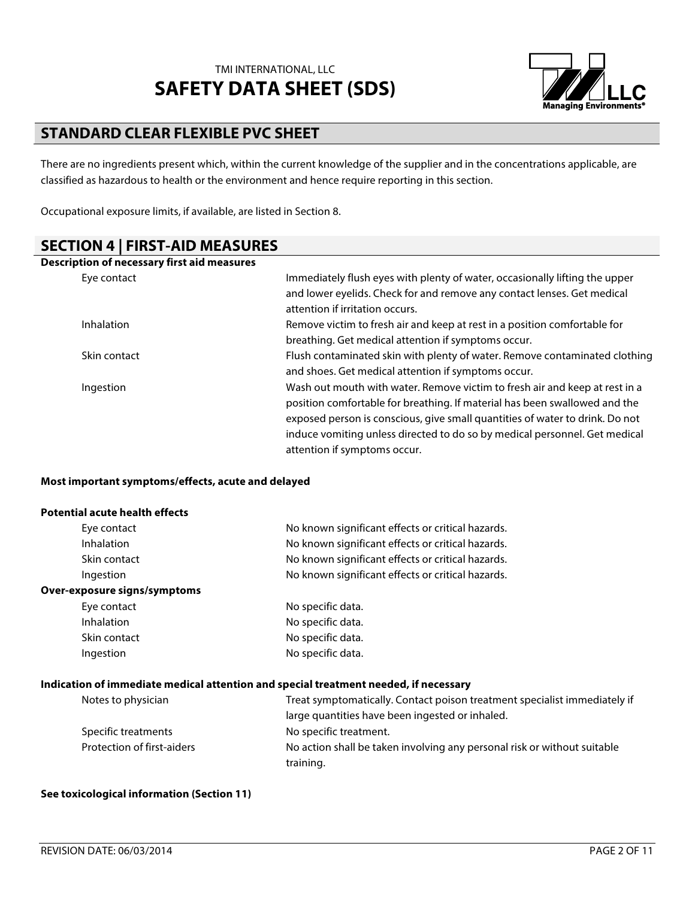## STANDARD CLEAR FLEXIBLE PVC SHEET

There are no ingredients present which, within the current knowledge of the supplier and in the concentrations applicable, are classified as hazardous to health or the environment and hence require reporting in this section.

Occupational exposure limits, if available, are listed in Section 8.

## SECTION 4 | FIRST-AID MEASURES

**Description of necessary first aid measures**

| | |
|---|---|
| Eye contact | Immediately flush eyes with plenty of water, occasionally lifting the upper and lower eyelids. Check for and remove any contact lenses. Get medical attention if irritation occurs. |
| Inhalation | Remove victim to fresh air and keep at rest in a position comfortable for breathing. Get medical attention if symptoms occur. |
| Skin contact | Flush contaminated skin with plenty of water. Remove contaminated clothing and shoes. Get medical attention if symptoms occur. |
| Ingestion | Wash out mouth with water. Remove victim to fresh air and keep at rest in a position comfortable for breathing. If material has been swallowed and the exposed person is conscious, give small quantities of water to drink. Do not induce vomiting unless directed to do so by medical personnel. Get medical attention if symptoms occur. |

**Most important symptoms/effects, acute and delayed**

**Potential acute health effects**

| | |
|---|---|
| Eye contact | No known significant effects or critical hazards. |
| Inhalation | No known significant effects or critical hazards. |
| Skin contact | No known significant effects or critical hazards. |
| Ingestion | No known significant effects or critical hazards. |

**Over-exposure signs/symptoms**

| | |
|---|---|
| Eye contact | No specific data. |
| Inhalation | No specific data. |
| Skin contact | No specific data. |
| Ingestion | No specific data. |

**Indication of immediate medical attention and special treatment needed, if necessary**

| | |
|---|---|
| Notes to physician | Treat symptomatically. Contact poison treatment specialist immediately if large quantities have been ingested or inhaled. |
| Specific treatments | No specific treatment. |
| Protection of first-aiders | No action shall be taken involving any personal risk or without suitable training. |

**See toxicological information (Section 11)**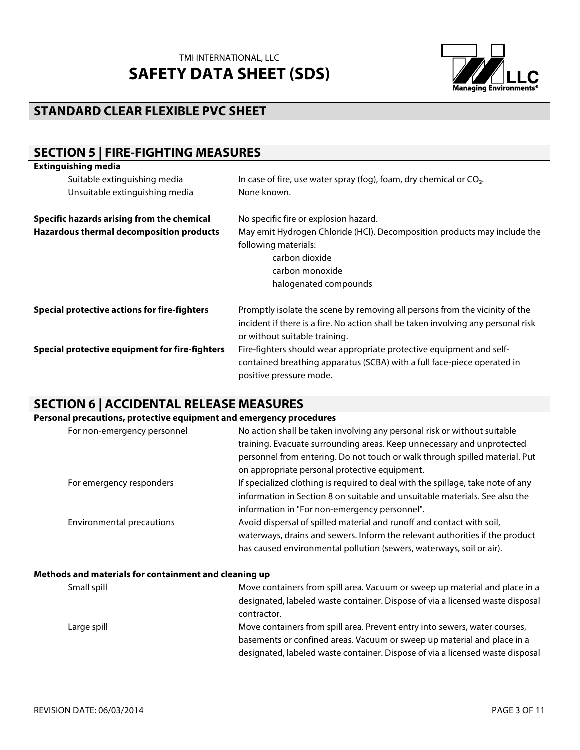## STANDARD CLEAR FLEXIBLE PVC SHEET

## SECTION 5 | FIRE-FIGHTING MEASURES

**Extinguishing media**

| | |
|---|---|
| Suitable extinguishing media | In case of fire, use water spray (fog), foam, dry chemical or $CO_2$. |
| Unsuitable extinguishing media | None known. |

**Specific hazards arising from the chemical** — No specific fire or explosion hazard.

**Hazardous thermal decomposition products** — May emit Hydrogen Chloride (HCl). Decomposition products may include the following materials:

- carbon dioxide
- carbon monoxide
- halogenated compounds

**Special protective actions for fire-fighters** — Promptly isolate the scene by removing all persons from the vicinity of the incident if there is a fire. No action shall be taken involving any personal risk or without suitable training.

**Special protective equipment for fire-fighters** — Fire-fighters should wear appropriate protective equipment and self-contained breathing apparatus (SCBA) with a full face-piece operated in positive pressure mode.

## SECTION 6 | ACCIDENTAL RELEASE MEASURES

**Personal precautions, protective equipment and emergency procedures**

| | |
|---|---|
| For non-emergency personnel | No action shall be taken involving any personal risk or without suitable training. Evacuate surrounding areas. Keep unnecessary and unprotected personnel from entering. Do not touch or walk through spilled material. Put on appropriate personal protective equipment. |
| For emergency responders | If specialized clothing is required to deal with the spillage, take note of any information in Section 8 on suitable and unsuitable materials. See also the information in "For non-emergency personnel". |
| Environmental precautions | Avoid dispersal of spilled material and runoff and contact with soil, waterways, drains and sewers. Inform the relevant authorities if the product has caused environmental pollution (sewers, waterways, soil or air). |

**Methods and materials for containment and cleaning up**

| | |
|---|---|
| Small spill | Move containers from spill area. Vacuum or sweep up material and place in a designated, labeled waste container. Dispose of via a licensed waste disposal contractor. |
| Large spill | Move containers from spill area. Prevent entry into sewers, water courses, basements or confined areas. Vacuum or sweep up material and place in a designated, labeled waste container. Dispose of via a licensed waste disposal |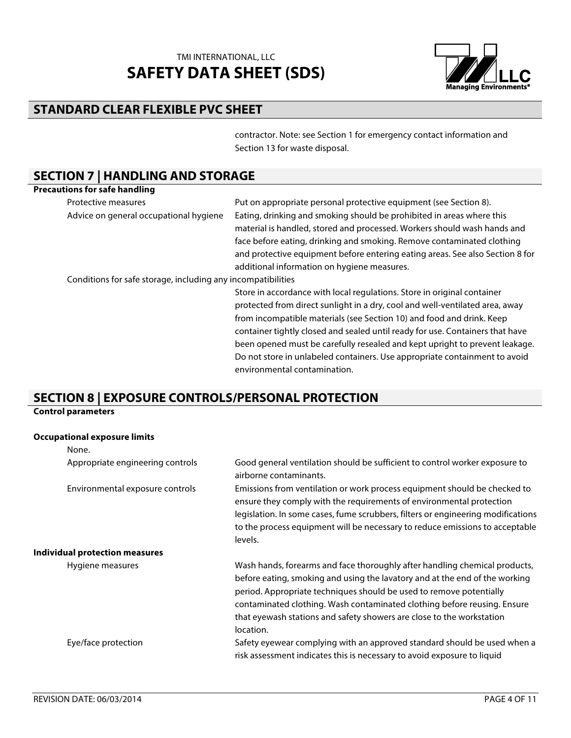contractor. Note: see Section 1 for emergency contact information and Section 13 for waste disposal.

## SECTION 7 | HANDLING AND STORAGE

**Precautions for safe handling**

| | |
|---|---|
| Protective measures | Put on appropriate personal protective equipment (see Section 8). |
| Advice on general occupational hygiene | Eating, drinking and smoking should be prohibited in areas where this material is handled, stored and processed. Workers should wash hands and face before eating, drinking and smoking. Remove contaminated clothing and protective equipment before entering eating areas. See also Section 8 for additional information on hygiene measures. |

Conditions for safe storage, including any incompatibilities

Store in accordance with local regulations. Store in original container protected from direct sunlight in a dry, cool and well-ventilated area, away from incompatible materials (see Section 10) and food and drink. Keep container tightly closed and sealed until ready for use. Containers that have been opened must be carefully resealed and kept upright to prevent leakage. Do not store in unlabeled containers. Use appropriate containment to avoid environmental contamination.

## SECTION 8 | EXPOSURE CONTROLS/PERSONAL PROTECTION

**Control parameters**

**Occupational exposure limits**

None.

| | |
|---|---|
| Appropriate engineering controls | Good general ventilation should be sufficient to control worker exposure to airborne contaminants. |
| Environmental exposure controls | Emissions from ventilation or work process equipment should be checked to ensure they comply with the requirements of environmental protection legislation. In some cases, fume scrubbers, filters or engineering modifications to the process equipment will be necessary to reduce emissions to acceptable levels. |

**Individual protection measures**

| | |
|---|---|
| Hygiene measures | Wash hands, forearms and face thoroughly after handling chemical products, before eating, smoking and using the lavatory and at the end of the working period. Appropriate techniques should be used to remove potentially contaminated clothing. Wash contaminated clothing before reusing. Ensure that eyewash stations and safety showers are close to the workstation location. |
| Eye/face protection | Safety eyewear complying with an approved standard should be used when a risk assessment indicates this is necessary to avoid exposure to liquid |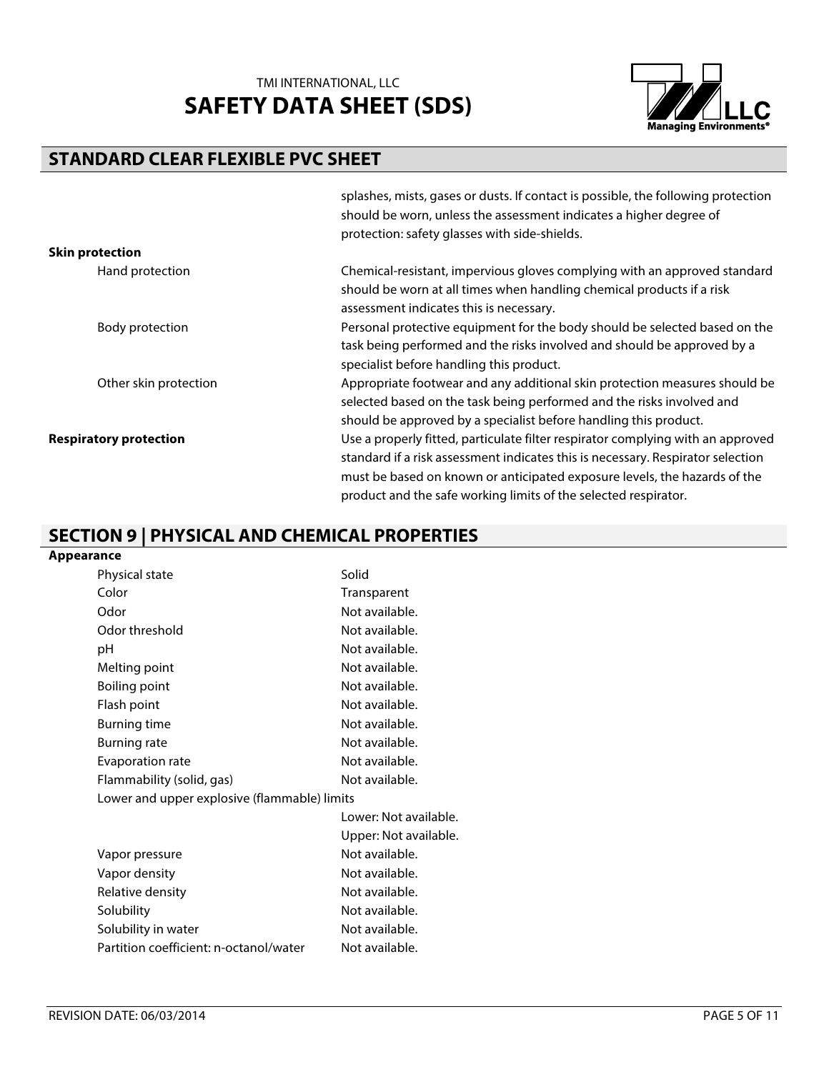splashes, mists, gases or dusts. If contact is possible, the following protection should be worn, unless the assessment indicates a higher degree of protection: safety glasses with side-shields.

**Skin protection**

| | |
|---|---|
| Hand protection | Chemical-resistant, impervious gloves complying with an approved standard should be worn at all times when handling chemical products if a risk assessment indicates this is necessary. |
| Body protection | Personal protective equipment for the body should be selected based on the task being performed and the risks involved and should be approved by a specialist before handling this product. |
| Other skin protection | Appropriate footwear and any additional skin protection measures should be selected based on the task being performed and the risks involved and should be approved by a specialist before handling this product. |

**Respiratory protection**

Use a properly fitted, particulate filter respirator complying with an approved standard if a risk assessment indicates this is necessary. Respirator selection must be based on known or anticipated exposure levels, the hazards of the product and the safe working limits of the selected respirator.

## SECTION 9 | PHYSICAL AND CHEMICAL PROPERTIES

**Appearance**

| | |
|---|---|
| Physical state | Solid |
| Color | Transparent |
| Odor | Not available. |
| Odor threshold | Not available. |
| pH | Not available. |
| Melting point | Not available. |
| Boiling point | Not available. |
| Flash point | Not available. |
| Burning time | Not available. |
| Burning rate | Not available. |
| Evaporation rate | Not available. |
| Flammability (solid, gas) | Not available. |
| Lower and upper explosive (flammable) limits | Lower: Not available.<br>Upper: Not available. |
| Vapor pressure | Not available. |
| Vapor density | Not available. |
| Relative density | Not available. |
| Solubility | Not available. |
| Solubility in water | Not available. |
| Partition coefficient: n-octanol/water | Not available. |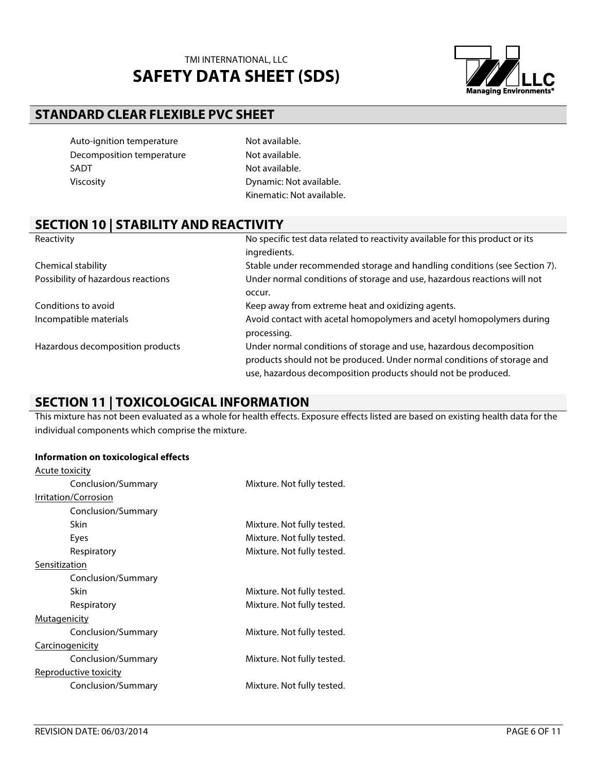| | |
|---|---|
| Auto-ignition temperature | Not available. |
| Decomposition temperature | Not available. |
| SADT | Not available. |
| Viscosity | Dynamic: Not available.<br>Kinematic: Not available. |

## SECTION 10 | STABILITY AND REACTIVITY

| | |
|---|---|
| Reactivity | No specific test data related to reactivity available for this product or its ingredients. |
| Chemical stability | Stable under recommended storage and handling conditions (see Section 7). |
| Possibility of hazardous reactions | Under normal conditions of storage and use, hazardous reactions will not occur. |
| Conditions to avoid | Keep away from extreme heat and oxidizing agents. |
| Incompatible materials | Avoid contact with acetal homopolymers and acetyl homopolymers during processing. |
| Hazardous decomposition products | Under normal conditions of storage and use, hazardous decomposition products should not be produced. Under normal conditions of storage and use, hazardous decomposition products should not be produced. |

## SECTION 11 | TOXICOLOGICAL INFORMATION

This mixture has not been evaluated as a whole for health effects. Exposure effects listed are based on existing health data for the individual components which comprise the mixture.

**Information on toxicological effects**

Acute toxicity
- Conclusion/Summary: Mixture. Not fully tested.

Irritation/Corrosion
- Conclusion/Summary
  - Skin: Mixture. Not fully tested.
  - Eyes: Mixture. Not fully tested.
  - Respiratory: Mixture. Not fully tested.

Sensitization
- Conclusion/Summary
  - Skin: Mixture. Not fully tested.
  - Respiratory: Mixture. Not fully tested.

Mutagenicity
- Conclusion/Summary: Mixture. Not fully tested.

Carcinogenicity
- Conclusion/Summary: Mixture. Not fully tested.

Reproductive toxicity
- Conclusion/Summary: Mixture. Not fully tested.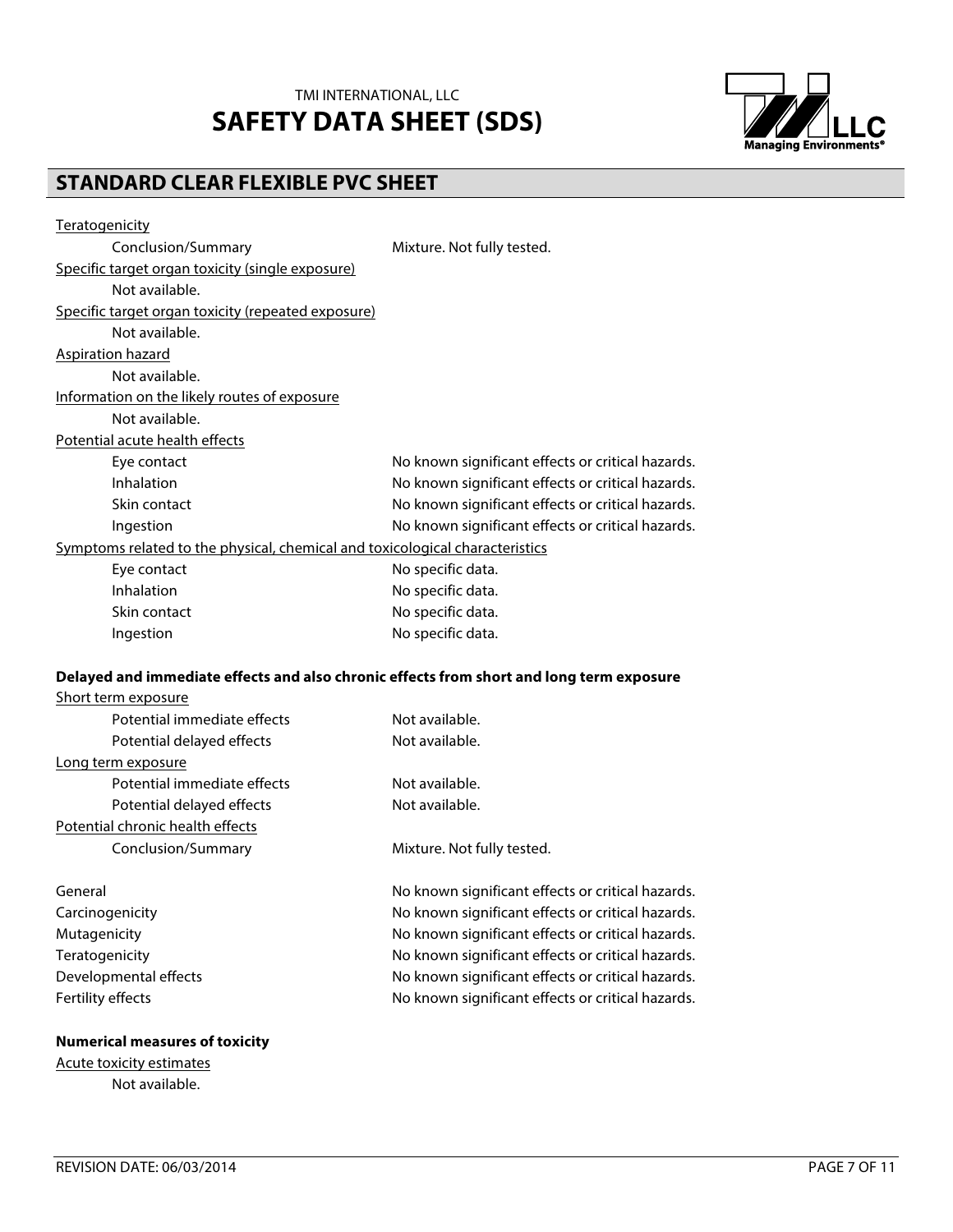Teratogenicity

| | |
|---|---|
| Conclusion/Summary | Mixture. Not fully tested. |

Specific target organ toxicity (single exposure)

Not available.

Specific target organ toxicity (repeated exposure)

Not available.

Aspiration hazard

Not available.

Information on the likely routes of exposure

Not available.

Potential acute health effects

| | |
|---|---|
| Eye contact | No known significant effects or critical hazards. |
| Inhalation | No known significant effects or critical hazards. |
| Skin contact | No known significant effects or critical hazards. |
| Ingestion | No known significant effects or critical hazards. |

Symptoms related to the physical, chemical and toxicological characteristics

| | |
|---|---|
| Eye contact | No specific data. |
| Inhalation | No specific data. |
| Skin contact | No specific data. |
| Ingestion | No specific data. |

**Delayed and immediate effects and also chronic effects from short and long term exposure**

Short term exposure

| | |
|---|---|
| Potential immediate effects | Not available. |
| Potential delayed effects | Not available. |

Long term exposure

| | |
|---|---|
| Potential immediate effects | Not available. |
| Potential delayed effects | Not available. |

Potential chronic health effects

| | |
|---|---|
| Conclusion/Summary | Mixture. Not fully tested. |

| | |
|---|---|
| General | No known significant effects or critical hazards. |
| Carcinogenicity | No known significant effects or critical hazards. |
| Mutagenicity | No known significant effects or critical hazards. |
| Teratogenicity | No known significant effects or critical hazards. |
| Developmental effects | No known significant effects or critical hazards. |
| Fertility effects | No known significant effects or critical hazards. |

**Numerical measures of toxicity**

Acute toxicity estimates

Not available.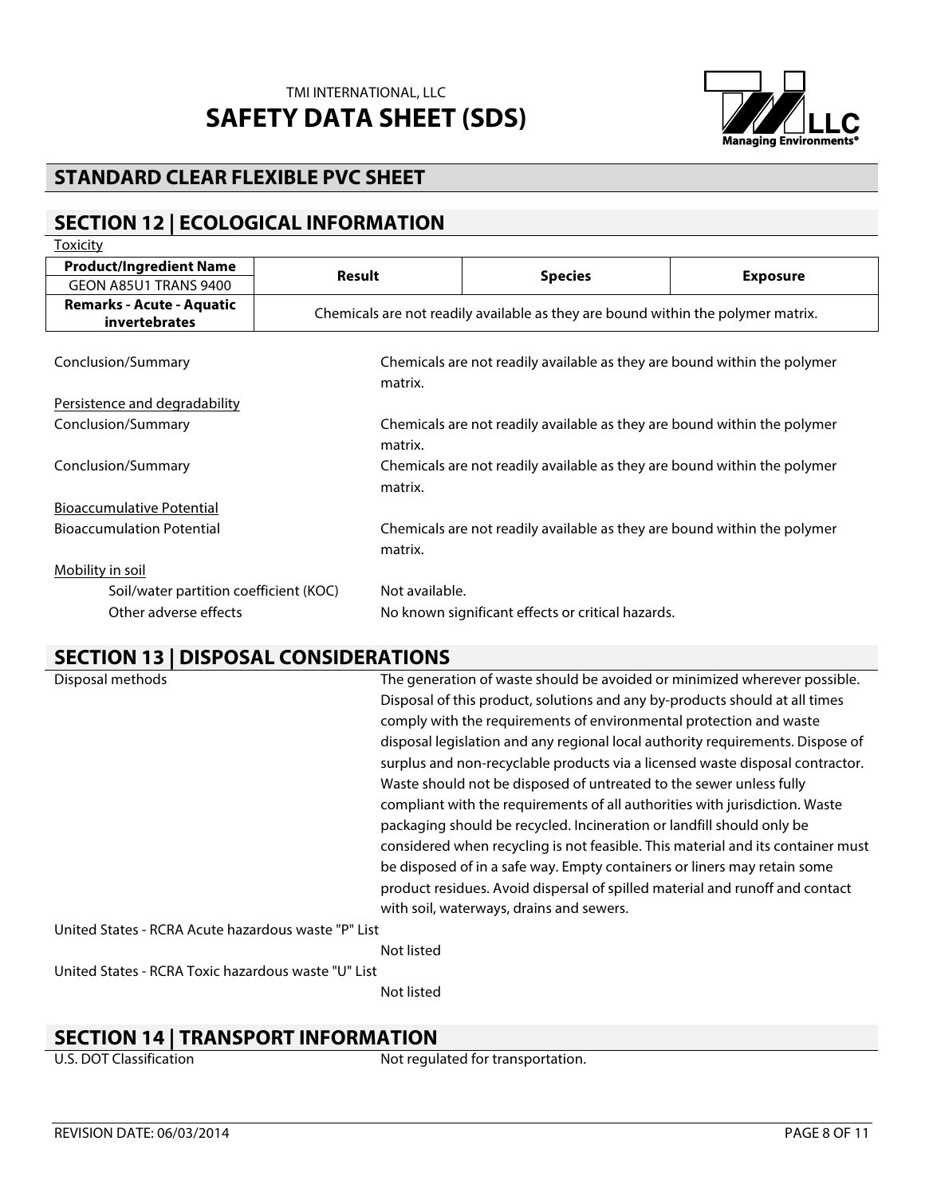## STANDARD CLEAR FLEXIBLE PVC SHEET

## SECTION 12 | ECOLOGICAL INFORMATION

Toxicity

| Product/Ingredient Name GEON A85U1 TRANS 9400 | Result | Species | Exposure |
|---|---|---|---|
| **Remarks - Acute - Aquatic invertebrates** | Chemicals are not readily available as they are bound within the polymer matrix. | | |

Conclusion/Summary — Chemicals are not readily available as they are bound within the polymer matrix.

Persistence and degradability

Conclusion/Summary — Chemicals are not readily available as they are bound within the polymer matrix.

Conclusion/Summary — Chemicals are not readily available as they are bound within the polymer matrix.

Bioaccumulative Potential

Bioaccumulation Potential — Chemicals are not readily available as they are bound within the polymer matrix.

Mobility in soil

Soil/water partition coefficient (KOC) — Not available.

Other adverse effects — No known significant effects or critical hazards.

## SECTION 13 | DISPOSAL CONSIDERATIONS

Disposal methods — The generation of waste should be avoided or minimized wherever possible. Disposal of this product, solutions and any by-products should at all times comply with the requirements of environmental protection and waste disposal legislation and any regional local authority requirements. Dispose of surplus and non-recyclable products via a licensed waste disposal contractor. Waste should not be disposed of untreated to the sewer unless fully compliant with the requirements of all authorities with jurisdiction. Waste packaging should be recycled. Incineration or landfill should only be considered when recycling is not feasible. This material and its container must be disposed of in a safe way. Empty containers or liners may retain some product residues. Avoid dispersal of spilled material and runoff and contact with soil, waterways, drains and sewers.

United States - RCRA Acute hazardous waste "P" List — Not listed

United States - RCRA Toxic hazardous waste "U" List — Not listed

## SECTION 14 | TRANSPORT INFORMATION

U.S. DOT Classification — Not regulated for transportation.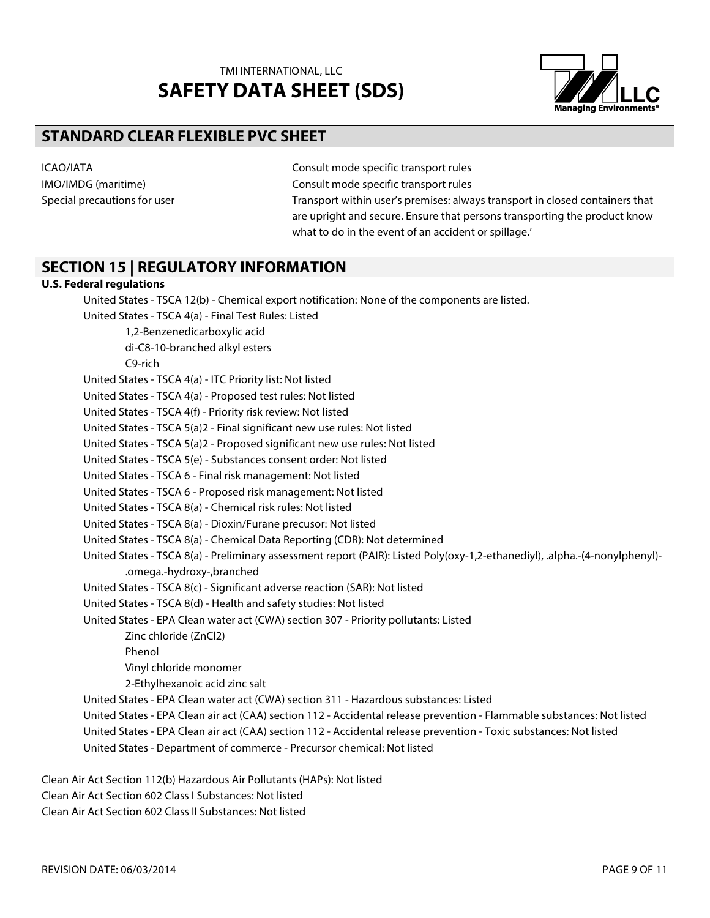| | |
|---|---|
| ICAO/IATA | Consult mode specific transport rules |
| IMO/IMDG (maritime) | Consult mode specific transport rules |
| Special precautions for user | Transport within user's premises: always transport in closed containers that are upright and secure. Ensure that persons transporting the product know what to do in the event of an accident or spillage.' |

## SECTION 15 | REGULATORY INFORMATION

**U.S. Federal regulations**

United States - TSCA 12(b) - Chemical export notification: None of the components are listed.

United States - TSCA 4(a) - Final Test Rules: Listed

- 1,2-Benzenedicarboxylic acid
- di-C8-10-branched alkyl esters
- C9-rich

United States - TSCA 4(a) - ITC Priority list: Not listed

United States - TSCA 4(a) - Proposed test rules: Not listed

United States - TSCA 4(f) - Priority risk review: Not listed

United States - TSCA 5(a)2 - Final significant new use rules: Not listed

United States - TSCA 5(a)2 - Proposed significant new use rules: Not listed

United States - TSCA 5(e) - Substances consent order: Not listed

United States - TSCA 6 - Final risk management: Not listed

United States - TSCA 6 - Proposed risk management: Not listed

United States - TSCA 8(a) - Chemical risk rules: Not listed

United States - TSCA 8(a) - Dioxin/Furane precusor: Not listed

United States - TSCA 8(a) - Chemical Data Reporting (CDR): Not determined

United States - TSCA 8(a) - Preliminary assessment report (PAIR): Listed Poly(oxy-1,2-ethanediyl), .alpha.-(4-nonylphenyl)-.omega.-hydroxy-,branched

United States - TSCA 8(c) - Significant adverse reaction (SAR): Not listed

United States - TSCA 8(d) - Health and safety studies: Not listed

United States - EPA Clean water act (CWA) section 307 - Priority pollutants: Listed

- Zinc chloride ($ZnCl_2$)
- Phenol
- Vinyl chloride monomer
- 2-Ethylhexanoic acid zinc salt

United States - EPA Clean water act (CWA) section 311 - Hazardous substances: Listed

United States - EPA Clean air act (CAA) section 112 - Accidental release prevention - Flammable substances: Not listed

United States - EPA Clean air act (CAA) section 112 - Accidental release prevention - Toxic substances: Not listed

United States - Department of commerce - Precursor chemical: Not listed

Clean Air Act Section 112(b) Hazardous Air Pollutants (HAPs): Not listed

Clean Air Act Section 602 Class I Substances: Not listed

Clean Air Act Section 602 Class II Substances: Not listed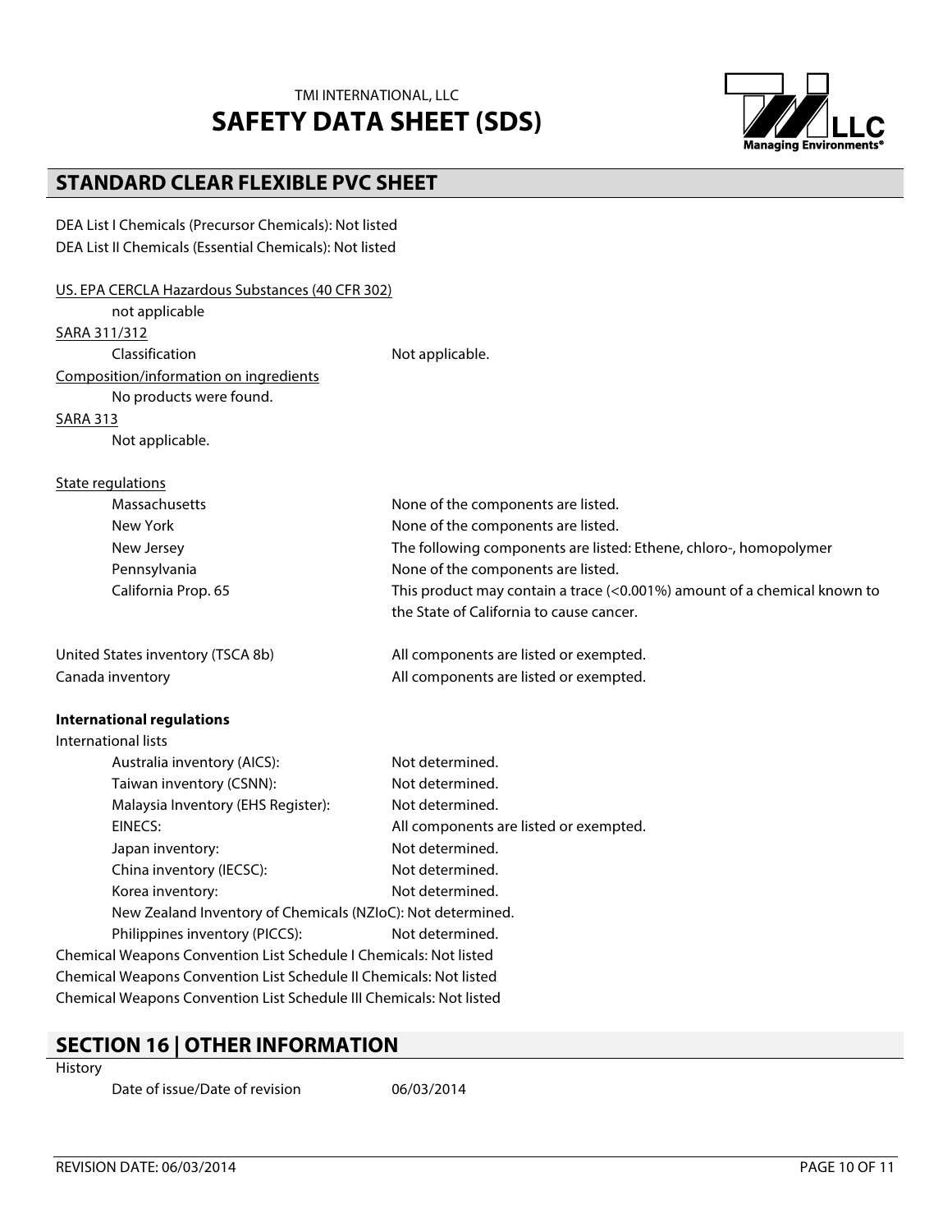## STANDARD CLEAR FLEXIBLE PVC SHEET

DEA List I Chemicals (Precursor Chemicals): Not listed
DEA List II Chemicals (Essential Chemicals): Not listed

US. EPA CERCLA Hazardous Substances (40 CFR 302)

not applicable

SARA 311/312

| | |
|---|---|
| Classification | Not applicable. |

Composition/information on ingredients

No products were found.

SARA 313

Not applicable.

State regulations

| | |
|---|---|
| Massachusetts | None of the components are listed. |
| New York | None of the components are listed. |
| New Jersey | The following components are listed: Ethene, chloro-, homopolymer |
| Pennsylvania | None of the components are listed. |
| California Prop. 65 | This product may contain a trace (<0.001%) amount of a chemical known to the State of California to cause cancer. |

| | |
|---|---|
| United States inventory (TSCA 8b) | All components are listed or exempted. |
| Canada inventory | All components are listed or exempted. |

**International regulations**

International lists

| | |
|---|---|
| Australia inventory (AICS): | Not determined. |
| Taiwan inventory (CSNN): | Not determined. |
| Malaysia Inventory (EHS Register): | Not determined. |
| EINECS: | All components are listed or exempted. |
| Japan inventory: | Not determined. |
| China inventory (IECSC): | Not determined. |
| Korea inventory: | Not determined. |
| New Zealand Inventory of Chemicals (NZIoC): | Not determined. |
| Philippines inventory (PICCS): | Not determined. |

Chemical Weapons Convention List Schedule I Chemicals: Not listed
Chemical Weapons Convention List Schedule II Chemicals: Not listed
Chemical Weapons Convention List Schedule III Chemicals: Not listed

## SECTION 16 | OTHER INFORMATION

History

| | |
|---|---|
| Date of issue/Date of revision | 06/03/2014 |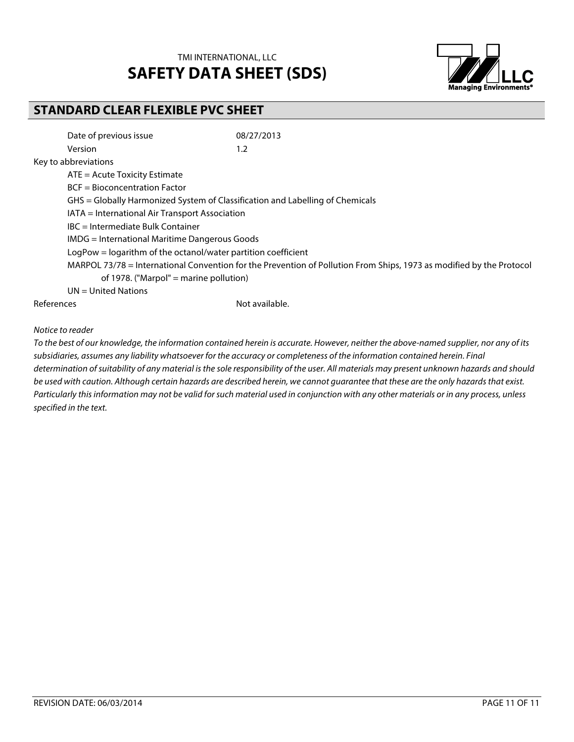## STANDARD CLEAR FLEXIBLE PVC SHEET

| | |
|---|---|
| Date of previous issue | 08/27/2013 |
| Version | 1.2 |

Key to abbreviations

- ATE = Acute Toxicity Estimate
- BCF = Bioconcentration Factor
- GHS = Globally Harmonized System of Classification and Labelling of Chemicals
- IATA = International Air Transport Association
- IBC = Intermediate Bulk Container
- IMDG = International Maritime Dangerous Goods
- LogPow = logarithm of the octanol/water partition coefficient
- MARPOL 73/78 = International Convention for the Prevention of Pollution From Ships, 1973 as modified by the Protocol of 1978. ("Marpol" = marine pollution)
- UN = United Nations

References: Not available.

*Notice to reader*

*To the best of our knowledge, the information contained herein is accurate. However, neither the above-named supplier, nor any of its subsidiaries, assumes any liability whatsoever for the accuracy or completeness of the information contained herein. Final determination of suitability of any material is the sole responsibility of the user. All materials may present unknown hazards and should be used with caution. Although certain hazards are described herein, we cannot guarantee that these are the only hazards that exist. Particularly this information may not be valid for such material used in conjunction with any other materials or in any process, unless specified in the text.*